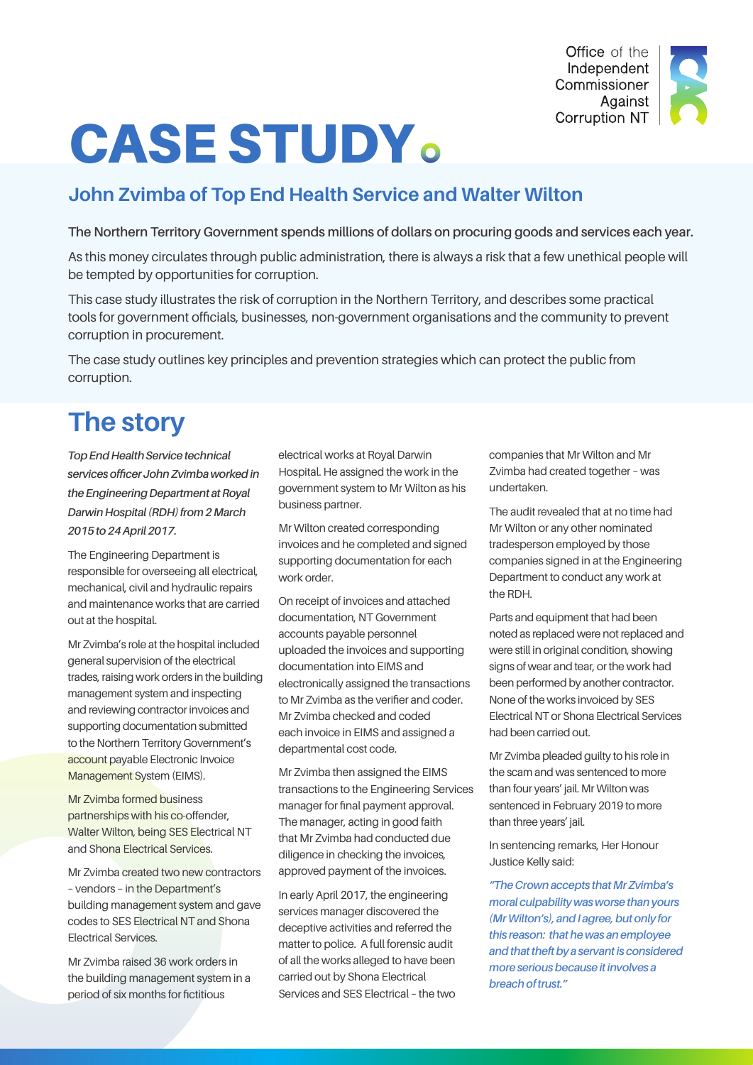Office of the Independent Commissioner Against Corruption NT

# CASE STUDY

## John Zvimba of Top End Health Service and Walter Wilton

**The Northern Territory Government spends millions of dollars on procuring goods and services each year.**

As this money circulates through public administration, there is always a risk that a few unethical people will be tempted by opportunities for corruption.

This case study illustrates the risk of corruption in the Northern Territory, and describes some practical tools for government officials, businesses, non-government organisations and the community to prevent corruption in procurement.

The case study outlines key principles and prevention strategies which can protect the public from corruption.

## The story

***Top End Health Service technical services officer John Zvimba worked in the Engineering Department at Royal Darwin Hospital (RDH) from 2 March 2015 to 24 April 2017.***

The Engineering Department is responsible for overseeing all electrical, mechanical, civil and hydraulic repairs and maintenance works that are carried out at the hospital.

Mr Zvimba's role at the hospital included general supervision of the electrical trades, raising work orders in the building management system and inspecting and reviewing contractor invoices and supporting documentation submitted to the Northern Territory Government's account payable Electronic Invoice Management System (EIMS).

Mr Zvimba formed business partnerships with his co-offender, Walter Wilton, being SES Electrical NT and Shona Electrical Services.

Mr Zvimba created two new contractors – vendors – in the Department's building management system and gave codes to SES Electrical NT and Shona Electrical Services.

Mr Zvimba raised 36 work orders in the building management system in a period of six months for fictitious electrical works at Royal Darwin Hospital. He assigned the work in the government system to Mr Wilton as his business partner.

Mr Wilton created corresponding invoices and he completed and signed supporting documentation for each work order.

On receipt of invoices and attached documentation, NT Government accounts payable personnel uploaded the invoices and supporting documentation into EIMS and electronically assigned the transactions to Mr Zvimba as the verifier and coder. Mr Zvimba checked and coded each invoice in EIMS and assigned a departmental cost code.

Mr Zvimba then assigned the EIMS transactions to the Engineering Services manager for final payment approval. The manager, acting in good faith that Mr Zvimba had conducted due diligence in checking the invoices, approved payment of the invoices.

In early April 2017, the engineering services manager discovered the deceptive activities and referred the matter to police. A full forensic audit of all the works alleged to have been carried out by Shona Electrical Services and SES Electrical – the two companies that Mr Wilton and Mr Zvimba had created together – was undertaken.

The audit revealed that at no time had Mr Wilton or any other nominated tradesperson employed by those companies signed in at the Engineering Department to conduct any work at the RDH.

Parts and equipment that had been noted as replaced were not replaced and were still in original condition, showing signs of wear and tear, or the work had been performed by another contractor. None of the works invoiced by SES Electrical NT or Shona Electrical Services had been carried out.

Mr Zvimba pleaded guilty to his role in the scam and was sentenced to more than four years' jail. Mr Wilton was sentenced in February 2019 to more than three years' jail.

In sentencing remarks, Her Honour Justice Kelly said:

*"The Crown accepts that Mr Zvimba's moral culpability was worse than yours (Mr Wilton's), and I agree, but only for this reason: that he was an employee and that theft by a servant is considered more serious because it involves a breach of trust."*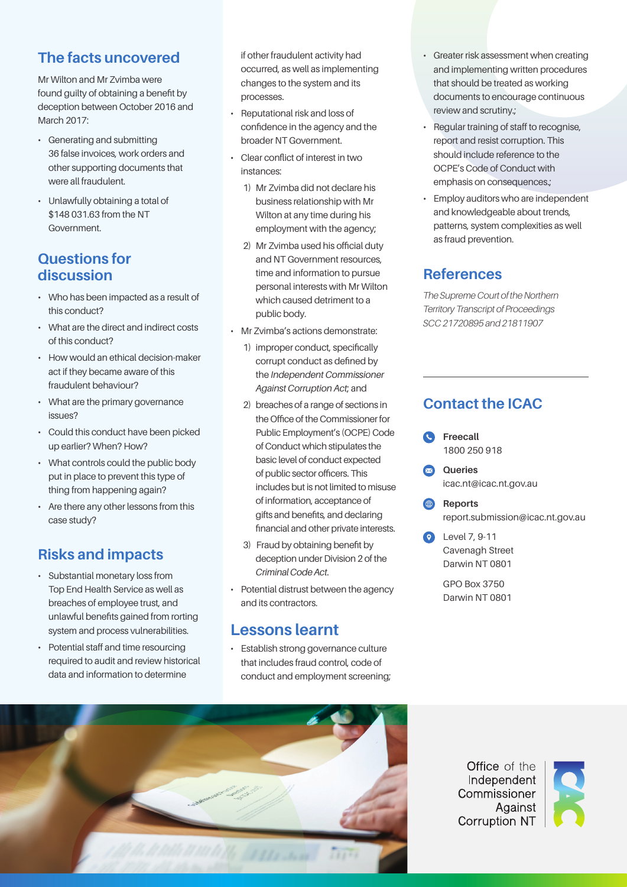## The facts uncovered

Mr Wilton and Mr Zvimba were found guilty of obtaining a benefit by deception between October 2016 and March 2017:

- Generating and submitting 36 false invoices, work orders and other supporting documents that were all fraudulent.
- Unlawfully obtaining a total of $148 031.63 from the NT Government.

## Questions for discussion

- Who has been impacted as a result of this conduct?
- What are the direct and indirect costs of this conduct?
- How would an ethical decision-maker act if they became aware of this fraudulent behaviour?
- What are the primary governance issues?
- Could this conduct have been picked up earlier? When? How?
- What controls could the public body put in place to prevent this type of thing from happening again?
- Are there any other lessons from this case study?

## Risks and impacts

- Substantial monetary loss from Top End Health Service as well as breaches of employee trust, and unlawful benefits gained from rorting system and process vulnerabilities.
- Potential staff and time resourcing required to audit and review historical data and information to determine if other fraudulent activity had occurred, as well as implementing changes to the system and its processes.
- Reputational risk and loss of confidence in the agency and the broader NT Government.
- Clear conflict of interest in two instances:
  1) Mr Zvimba did not declare his business relationship with Mr Wilton at any time during his employment with the agency;
  2) Mr Zvimba used his official duty and NT Government resources, time and information to pursue personal interests with Mr Wilton which caused detriment to a public body.
- Mr Zvimba's actions demonstrate:
  1) improper conduct, specifically corrupt conduct as defined by the *Independent Commissioner Against Corruption Act;* and
  2) breaches of a range of sections in the Office of the Commissioner for Public Employment's (OCPE) Code of Conduct which stipulates the basic level of conduct expected of public sector officers. This includes but is not limited to misuse of information, acceptance of gifts and benefits, and declaring financial and other private interests.
  3) Fraud by obtaining benefit by deception under Division 2 of the *Criminal Code Act.*
- Potential distrust between the agency and its contractors.

## Lessons learnt

- Establish strong governance culture that includes fraud control, code of conduct and employment screening;
- Greater risk assessment when creating and implementing written procedures that should be treated as working documents to encourage continuous review and scrutiny.;
- Regular training of staff to recognise, report and resist corruption. This should include reference to the OCPE's Code of Conduct with emphasis on consequences.;
- Employ auditors who are independent and knowledgeable about trends, patterns, system complexities as well as fraud prevention.

## References

*The Supreme Court of the Northern Territory Transcript of Proceedings SCC 21720895 and 21811907*

## Contact the ICAC

**Freecall**
1800 250 918

**Queries**
icac.nt@icac.nt.gov.au

**Reports**
report.submission@icac.nt.gov.au

Level 7, 9-11
Cavenagh Street
Darwin NT 0801

GPO Box 3750
Darwin NT 0801

Office of the Independent Commissioner Against Corruption NT